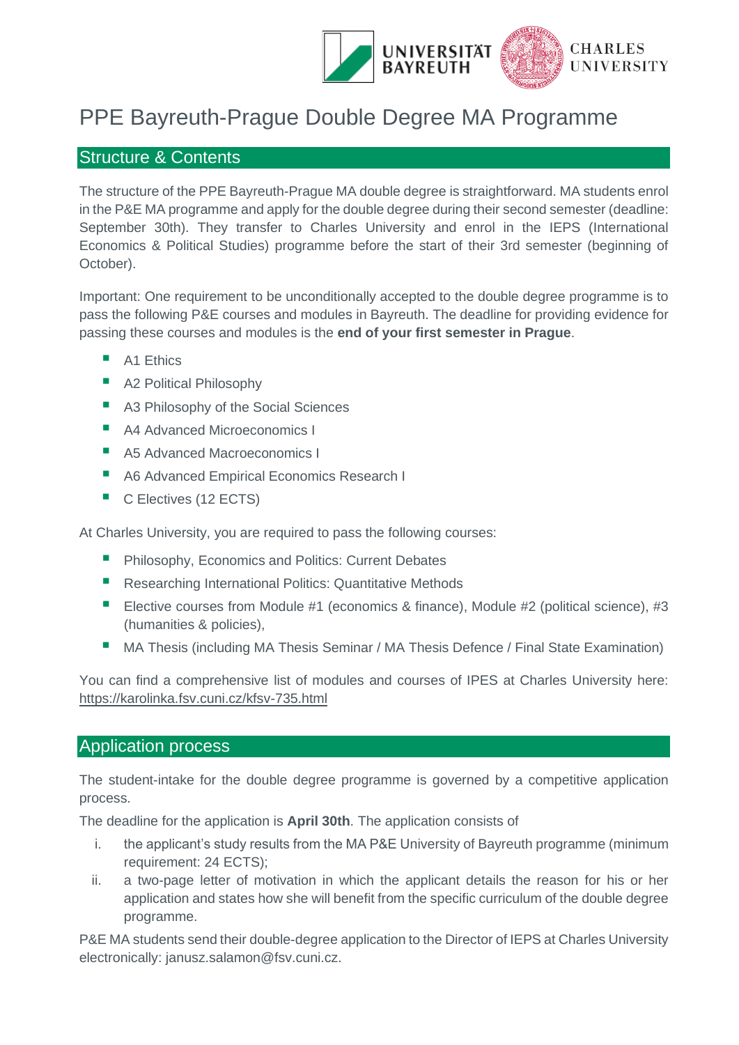# PPE Bayreuth-Prague Double Degree MA Programme

## Structure & Contents

The structure of the PPE Bayreuth-Prague MA double degree is straightforward. MA students enrol in the P&E MA programme and apply for the double degree during their second semester (deadline: September 30th). They transfer to Charles University and enrol in the IEPS (International Economics & Political Studies) programme before the start of their 3rd semester (beginning of October).

Important: One requirement to be unconditionally accepted to the double degree programme is to pass the following P&E courses and modules in Bayreuth. The deadline for providing evidence for passing these courses and modules is the **end of your first semester in Prague**.

- A1 Ethics
- A2 Political Philosophy
- A3 Philosophy of the Social Sciences
- A4 Advanced Microeconomics I
- A5 Advanced Macroeconomics I
- A6 Advanced Empirical Economics Research I
- C Electives (12 ECTS)

At Charles University, you are required to pass the following courses:

- Philosophy, Economics and Politics: Current Debates
- Researching International Politics: Quantitative Methods
- Elective courses from Module #1 (economics & finance), Module #2 (political science), #3 (humanities & policies),
- MA Thesis (including MA Thesis Seminar / MA Thesis Defence / Final State Examination)

You can find a comprehensive list of modules and courses of IPES at Charles University here: https://karolinka.fsv.cuni.cz/kfsv-735.html

## Application process

The student-intake for the double degree programme is governed by a competitive application process.

The deadline for the application is **April 30th**. The application consists of

i. the applicant's study results from the MA P&E University of Bayreuth programme (minimum requirement: 24 ECTS);
ii. a two-page letter of motivation in which the applicant details the reason for his or her application and states how she will benefit from the specific curriculum of the double degree programme.

P&E MA students send their double-degree application to the Director of IEPS at Charles University electronically: janusz.salamon@fsv.cuni.cz.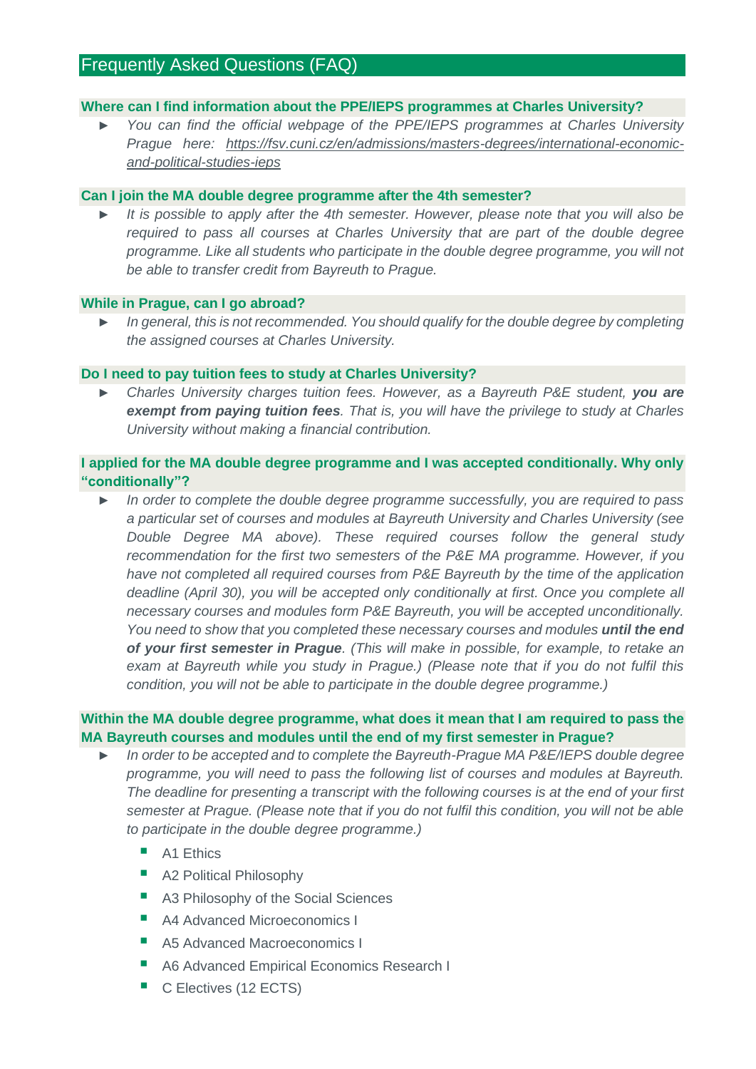## Frequently Asked Questions (FAQ)

### Where can I find information about the PPE/IEPS programmes at Charles University?

- *You can find the official webpage of the PPE/IEPS programmes at Charles University Prague here: https://fsv.cuni.cz/en/admissions/masters-degrees/international-economic-and-political-studies-ieps*

### Can I join the MA double degree programme after the 4th semester?

- *It is possible to apply after the 4th semester. However, please note that you will also be required to pass all courses at Charles University that are part of the double degree programme. Like all students who participate in the double degree programme, you will not be able to transfer credit from Bayreuth to Prague.*

### While in Prague, can I go abroad?

- *In general, this is not recommended. You should qualify for the double degree by completing the assigned courses at Charles University.*

### Do I need to pay tuition fees to study at Charles University?

- *Charles University charges tuition fees. However, as a Bayreuth P&E student,* ***you are exempt from paying tuition fees****. That is, you will have the privilege to study at Charles University without making a financial contribution.*

### I applied for the MA double degree programme and I was accepted conditionally. Why only "conditionally"?

- *In order to complete the double degree programme successfully, you are required to pass a particular set of courses and modules at Bayreuth University and Charles University (see Double Degree MA above). These required courses follow the general study recommendation for the first two semesters of the P&E MA programme. However, if you have not completed all required courses from P&E Bayreuth by the time of the application deadline (April 30), you will be accepted only conditionally at first. Once you complete all necessary courses and modules form P&E Bayreuth, you will be accepted unconditionally. You need to show that you completed these necessary courses and modules* ***until the end of your first semester in Prague****. (This will make in possible, for example, to retake an exam at Bayreuth while you study in Prague.) (Please note that if you do not fulfil this condition, you will not be able to participate in the double degree programme.)*

### Within the MA double degree programme, what does it mean that I am required to pass the MA Bayreuth courses and modules until the end of my first semester in Prague?

- *In order to be accepted and to complete the Bayreuth-Prague MA P&E/IEPS double degree programme, you will need to pass the following list of courses and modules at Bayreuth. The deadline for presenting a transcript with the following courses is at the end of your first semester at Prague. (Please note that if you do not fulfil this condition, you will not be able to participate in the double degree programme.)*
  - A1 Ethics
  - A2 Political Philosophy
  - A3 Philosophy of the Social Sciences
  - A4 Advanced Microeconomics I
  - A5 Advanced Macroeconomics I
  - A6 Advanced Empirical Economics Research I
  - C Electives (12 ECTS)